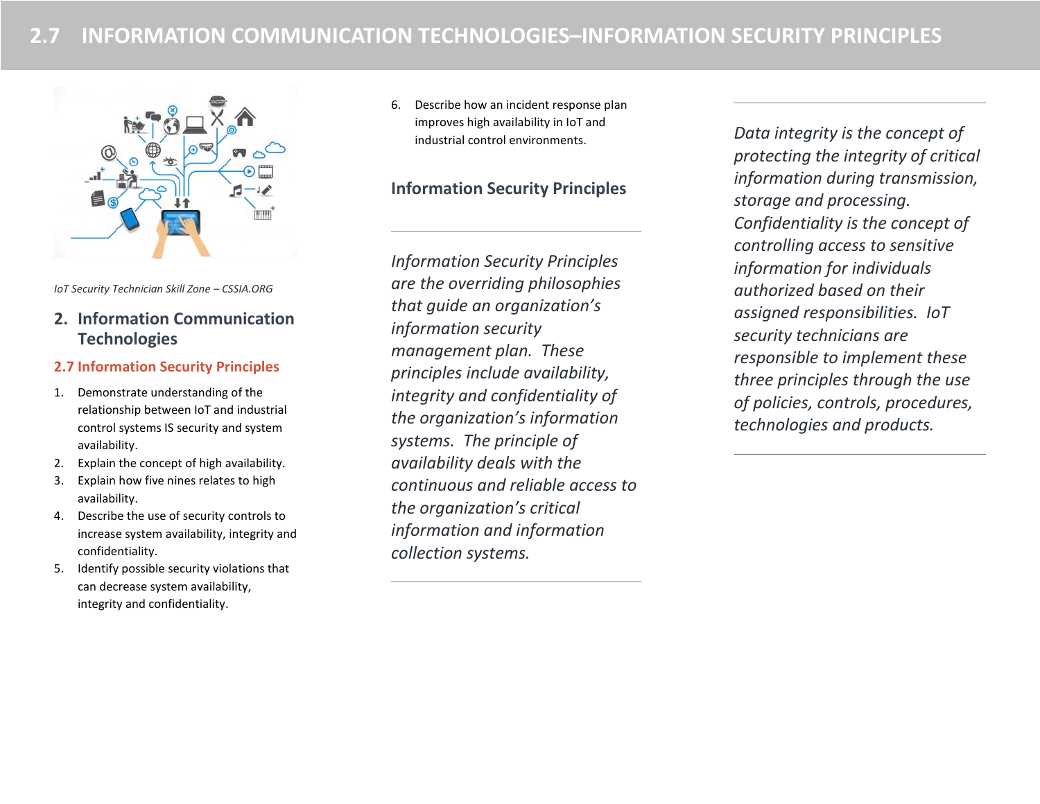# 2.7 INFORMATION COMMUNICATION TECHNOLOGIES–INFORMATION SECURITY PRINCIPLES

*IoT Security Technician Skill Zone – CSSIA.ORG*

## 2. Information Communication Technologies

### 2.7 Information Security Principles

1. Demonstrate understanding of the relationship between IoT and industrial control systems IS security and system availability.
2. Explain the concept of high availability.
3. Explain how five nines relates to high availability.
4. Describe the use of security controls to increase system availability, integrity and confidentiality.
5. Identify possible security violations that can decrease system availability, integrity and confidentiality.
6. Describe how an incident response plan improves high availability in IoT and industrial control environments.

### Information Security Principles

---

*Information Security Principles are the overriding philosophies that guide an organization's information security management plan. These principles include availability, integrity and confidentiality of the organization's information systems. The principle of availability deals with the continuous and reliable access to the organization's critical information and information collection systems.*

---

*Data integrity is the concept of protecting the integrity of critical information during transmission, storage and processing. Confidentiality is the concept of controlling access to sensitive information for individuals authorized based on their assigned responsibilities. IoT security technicians are responsible to implement these three principles through the use of policies, controls, procedures, technologies and products.*

---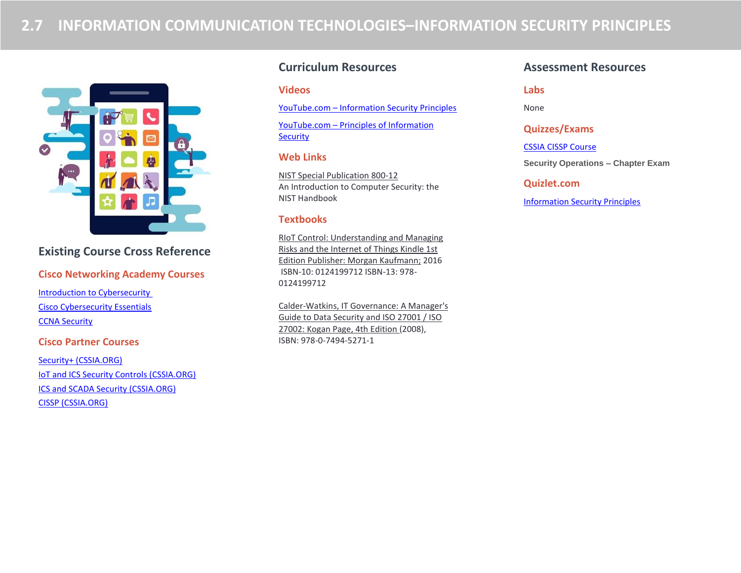# 2.7 INFORMATION COMMUNICATION TECHNOLOGIES–INFORMATION SECURITY PRINCIPLES

## Existing Course Cross Reference

### Cisco Networking Academy Courses

Introduction to Cybersecurity

Cisco Cybersecurity Essentials

CCNA Security

### Cisco Partner Courses

Security+ (CSSIA.ORG)

IoT and ICS Security Controls (CSSIA.ORG)

ICS and SCADA Security (CSSIA.ORG)

CISSP (CSSIA.ORG)

## Curriculum Resources

### Videos

YouTube.com – Information Security Principles

YouTube.com – Principles of Information Security

### Web Links

NIST Special Publication 800-12
An Introduction to Computer Security: the NIST Handbook

### Textbooks

RIoT Control: Understanding and Managing Risks and the Internet of Things Kindle 1st Edition Publisher: Morgan Kaufmann; 2016 ISBN-10: 0124199712 ISBN-13: 978-0124199712

Calder-Watkins, IT Governance: A Manager's Guide to Data Security and ISO 27001 / ISO 27002: Kogan Page, 4th Edition (2008), ISBN: 978-0-7494-5271-1

## Assessment Resources

### Labs

None

### Quizzes/Exams

CSSIA CISSP Course

Security Operations – Chapter Exam

### Quizlet.com

Information Security Principles